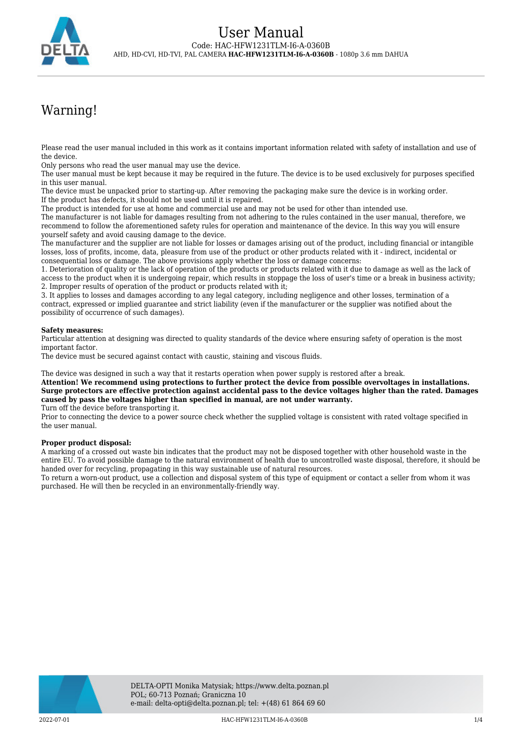# User Manual

Code: HAC-HFW1231TLM-I6-A-0360B

AHD, HD-CVI, HD-TVI, PAL CAMERA **HAC-HFW1231TLM-I6-A-0360B** - 1080p 3.6 mm DAHUA

## Warning!

Please read the user manual included in this work as it contains important information related with safety of installation and use of the device.
Only persons who read the user manual may use the device.
The user manual must be kept because it may be required in the future. The device is to be used exclusively for purposes specified in this user manual.
The device must be unpacked prior to starting-up. After removing the packaging make sure the device is in working order.
If the product has defects, it should not be used until it is repaired.
The product is intended for use at home and commercial use and may not be used for other than intended use.
The manufacturer is not liable for damages resulting from not adhering to the rules contained in the user manual, therefore, we recommend to follow the aforementioned safety rules for operation and maintenance of the device. In this way you will ensure yourself safety and avoid causing damage to the device.
The manufacturer and the supplier are not liable for losses or damages arising out of the product, including financial or intangible losses, loss of profits, income, data, pleasure from use of the product or other products related with it - indirect, incidental or consequential loss or damage. The above provisions apply whether the loss or damage concerns:
1. Deterioration of quality or the lack of operation of the products or products related with it due to damage as well as the lack of access to the product when it is undergoing repair, which results in stoppage the loss of user's time or a break in business activity;
2. Improper results of operation of the product or products related with it;
3. It applies to losses and damages according to any legal category, including negligence and other losses, termination of a contract, expressed or implied guarantee and strict liability (even if the manufacturer or the supplier was notified about the possibility of occurrence of such damages).

**Safety measures:**
Particular attention at designing was directed to quality standards of the device where ensuring safety of operation is the most important factor.
The device must be secured against contact with caustic, staining and viscous fluids.

The device was designed in such a way that it restarts operation when power supply is restored after a break.
**Attention! We recommend using protections to further protect the device from possible overvoltages in installations. Surge protectors are effective protection against accidental pass to the device voltages higher than the rated. Damages caused by pass the voltages higher than specified in manual, are not under warranty.**
Turn off the device before transporting it.
Prior to connecting the device to a power source check whether the supplied voltage is consistent with rated voltage specified in the user manual.

**Proper product disposal:**
A marking of a crossed out waste bin indicates that the product may not be disposed together with other household waste in the entire EU. To avoid possible damage to the natural environment of health due to uncontrolled waste disposal, therefore, it should be handed over for recycling, propagating in this way sustainable use of natural resources.
To return a worn-out product, use a collection and disposal system of this type of equipment or contact a seller from whom it was purchased. He will then be recycled in an environmentally-friendly way.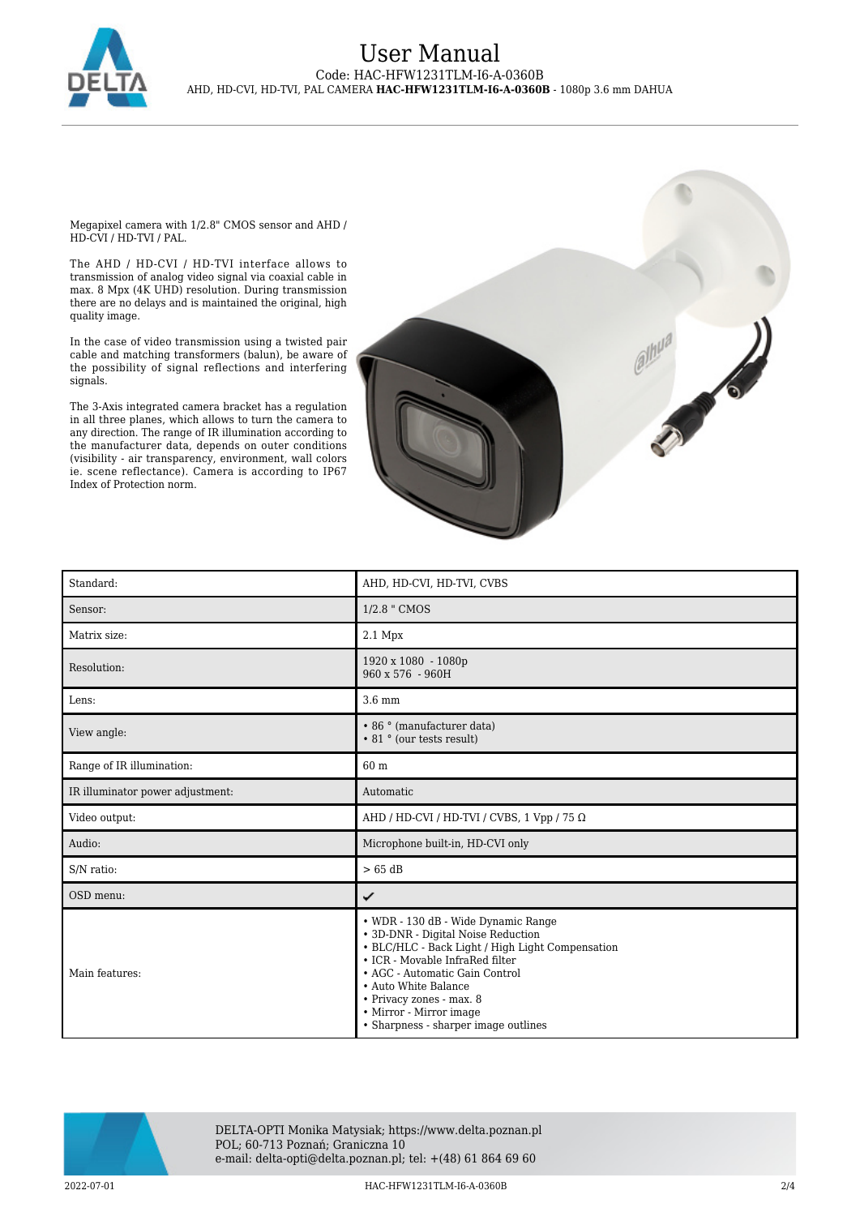# User Manual

Code: HAC-HFW1231TLM-I6-A-0360B

AHD, HD-CVI, HD-TVI, PAL CAMERA **HAC-HFW1231TLM-I6-A-0360B** - 1080p 3.6 mm DAHUA

Megapixel camera with 1/2.8" CMOS sensor and AHD / HD-CVI / HD-TVI / PAL.

The AHD / HD-CVI / HD-TVI interface allows to transmission of analog video signal via coaxial cable in max. 8 Mpx (4K UHD) resolution. During transmission there are no delays and is maintained the original, high quality image.

In the case of video transmission using a twisted pair cable and matching transformers (balun), be aware of the possibility of signal reflections and interfering signals.

The 3-Axis integrated camera bracket has a regulation in all three planes, which allows to turn the camera to any direction. The range of IR illumination according to the manufacturer data, depends on outer conditions (visibility - air transparency, environment, wall colors ie. scene reflectance). Camera is according to IP67 Index of Protection norm.

| | |
|---|---|
| Standard: | AHD, HD-CVI, HD-TVI, CVBS |
| Sensor: | 1/2.8 " CMOS |
| Matrix size: | 2.1 Mpx |
| Resolution: | 1920 x 1080 - 1080p<br>960 x 576 - 960H |
| Lens: | 3.6 mm |
| View angle: | • 86 ° (manufacturer data)<br>• 81 ° (our tests result) |
| Range of IR illumination: | 60 m |
| IR illuminator power adjustment: | Automatic |
| Video output: | AHD / HD-CVI / HD-TVI / CVBS, 1 Vpp / 75 Ω |
| Audio: | Microphone built-in, HD-CVI only |
| S/N ratio: | > 65 dB |
| OSD menu: | ✔ |
| Main features: | • WDR - 130 dB - Wide Dynamic Range<br>• 3D-DNR - Digital Noise Reduction<br>• BLC/HLC - Back Light / High Light Compensation<br>• ICR - Movable InfraRed filter<br>• AGC - Automatic Gain Control<br>• Auto White Balance<br>• Privacy zones - max. 8<br>• Mirror - Mirror image<br>• Sharpness - sharper image outlines |

DELTA-OPTI Monika Matysiak; https://www.delta.poznan.pl
POL; 60-713 Poznań; Graniczna 10
e-mail: delta-opti@delta.poznan.pl; tel: +(48) 61 864 69 60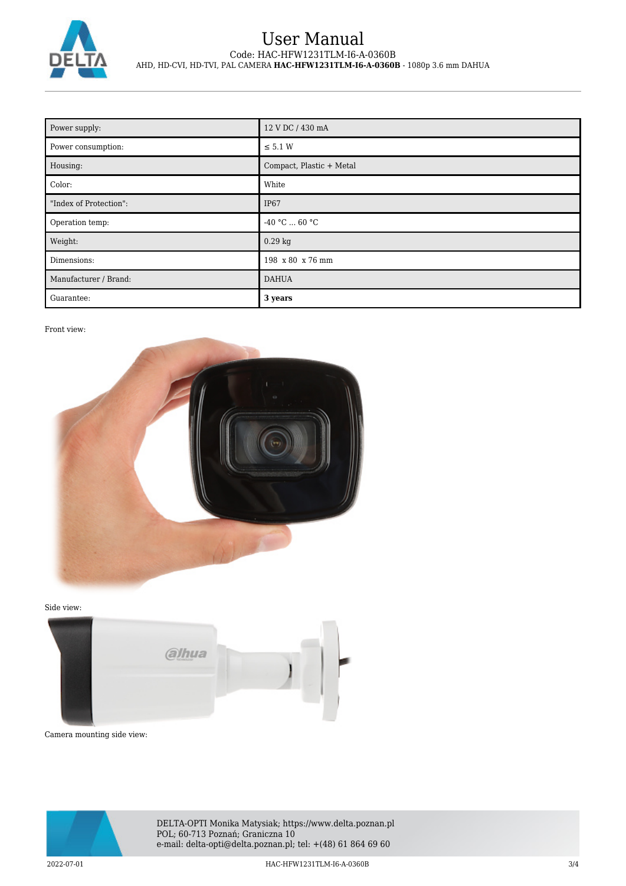| Power supply: | 12 V DC / 430 mA |
|---|---|
| Power consumption: | ≤ 5.1 W |
| Housing: | Compact, Plastic + Metal |
| Color: | White |
| "Index of Protection": | IP67 |
| Operation temp: | -40 °C ... 60 °C |
| Weight: | 0.29 kg |
| Dimensions: | 198 x 80 x 76 mm |
| Manufacturer / Brand: | DAHUA |
| Guarantee: | **3 years** |

Front view:

Side view:

Camera mounting side view: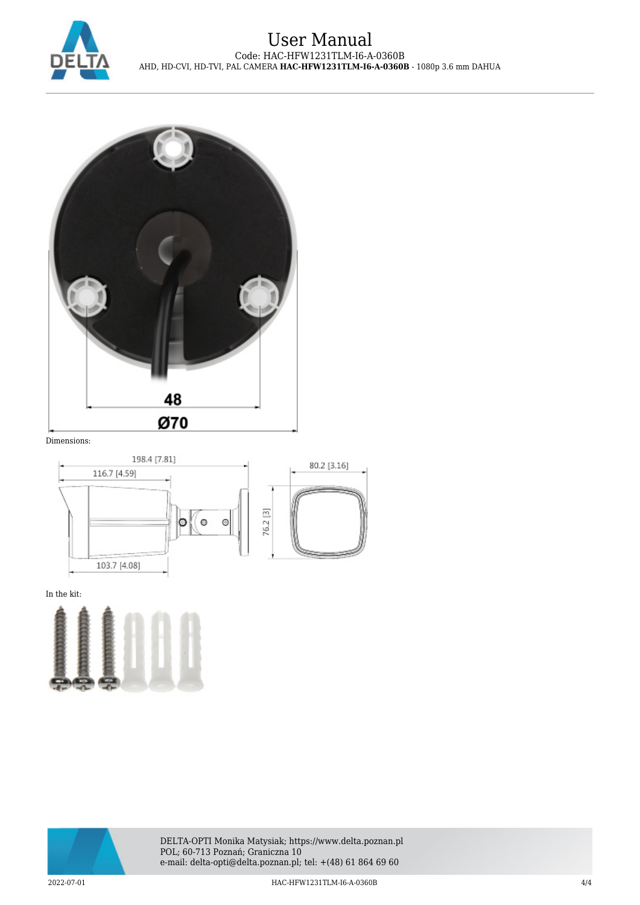48

Ø70

Dimensions:

198.4 [7.81]

116.7 [4.59]

103.7 [4.08]

80.2 [3.16]

76.2 [3]

In the kit:

DELTA-OPTI Monika Matysiak; https://www.delta.poznan.pl
POL; 60-713 Poznań; Graniczna 10
e-mail: delta-opti@delta.poznan.pl; tel: +(48) 61 864 69 60